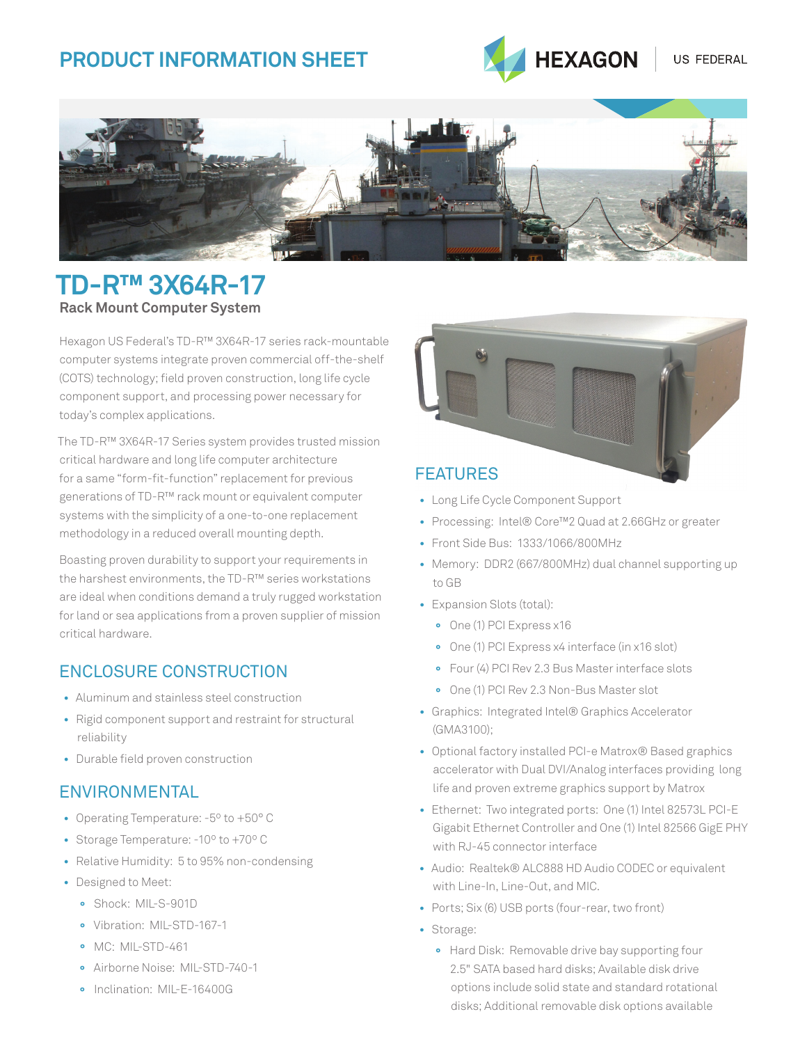# PRODUCT INFORMATION SHEET

HEXAGON | US FEDERAL

# TD-R™ 3X64R-17

## Rack Mount Computer System

Hexagon US Federal's TD-R™ 3X64R-17 series rack-mountable computer systems integrate proven commercial off-the-shelf (COTS) technology; field proven construction, long life cycle component support, and processing power necessary for today's complex applications.

The TD-R™ 3X64R-17 Series system provides trusted mission critical hardware and long life computer architecture for a same "form-fit-function" replacement for previous generations of TD-R™ rack mount or equivalent computer systems with the simplicity of a one-to-one replacement methodology in a reduced overall mounting depth.

Boasting proven durability to support your requirements in the harshest environments, the TD-R™ series workstations are ideal when conditions demand a truly rugged workstation for land or sea applications from a proven supplier of mission critical hardware.

## ENCLOSURE CONSTRUCTION

- Aluminum and stainless steel construction
- Rigid component support and restraint for structural reliability
- Durable field proven construction

## ENVIRONMENTAL

- Operating Temperature: -5° to +50° C
- Storage Temperature: -10° to +70° C
- Relative Humidity: 5 to 95% non-condensing
- Designed to Meet:
  - Shock: MIL-S-901D
  - Vibration: MIL-STD-167-1
  - MC: MIL-STD-461
  - Airborne Noise: MIL-STD-740-1
  - Inclination: MIL-E-16400G

## FEATURES

- Long Life Cycle Component Support
- Processing: Intel® Core™2 Quad at 2.66GHz or greater
- Front Side Bus: 1333/1066/800MHz
- Memory: DDR2 (667/800MHz) dual channel supporting up to GB
- Expansion Slots (total):
  - One (1) PCI Express x16
  - One (1) PCI Express x4 interface (in x16 slot)
  - Four (4) PCI Rev 2.3 Bus Master interface slots
  - One (1) PCI Rev 2.3 Non-Bus Master slot
- Graphics: Integrated Intel® Graphics Accelerator (GMA3100);
- Optional factory installed PCI-e Matrox® Based graphics accelerator with Dual DVI/Analog interfaces providing long life and proven extreme graphics support by Matrox
- Ethernet: Two integrated ports: One (1) Intel 82573L PCI-E Gigabit Ethernet Controller and One (1) Intel 82566 GigE PHY with RJ-45 connector interface
- Audio: Realtek® ALC888 HD Audio CODEC or equivalent with Line-In, Line-Out, and MIC.
- Ports; Six (6) USB ports (four-rear, two front)
- Storage:
  - Hard Disk: Removable drive bay supporting four 2.5" SATA based hard disks; Available disk drive options include solid state and standard rotational disks; Additional removable disk options available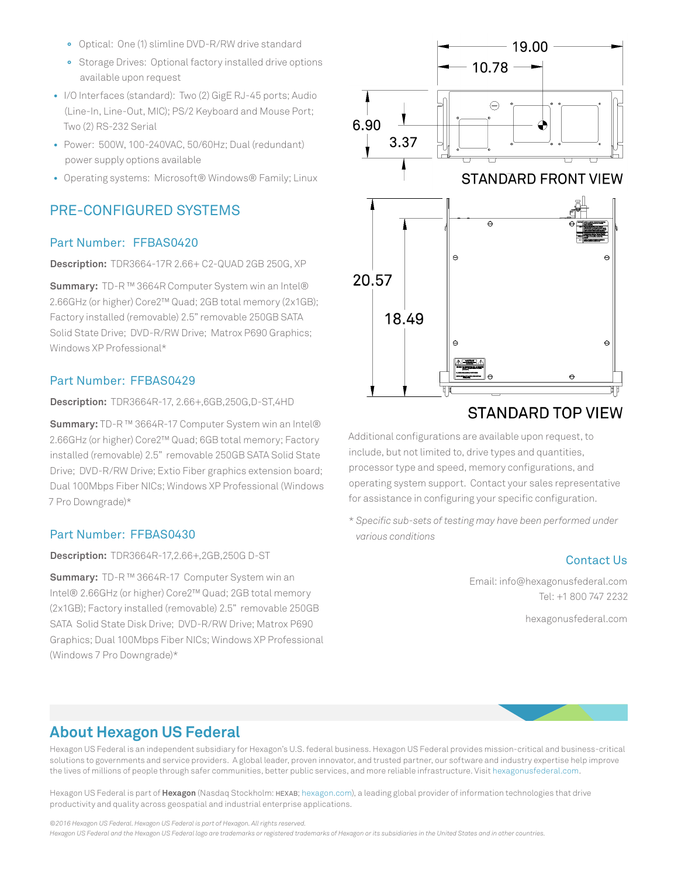- Optical: One (1) slimline DVD-R/RW drive standard
- Storage Drives: Optional factory installed drive options available upon request

- I/O Interfaces (standard): Two (2) GigE RJ-45 ports; Audio (Line-In, Line-Out, MIC); PS/2 Keyboard and Mouse Port; Two (2) RS-232 Serial
- Power: 500W, 100-240VAC, 50/60Hz; Dual (redundant) power supply options available
- Operating systems: Microsoft® Windows® Family; Linux

## PRE-CONFIGURED SYSTEMS

### Part Number: FFBAS0420

**Description:** TDR3664-17R 2.66+ C2-QUAD 2GB 250G, XP

**Summary:** TD-R ™ 3664R Computer System win an Intel® 2.66GHz (or higher) Core2™ Quad; 2GB total memory (2x1GB); Factory installed (removable) 2.5" removable 250GB SATA Solid State Drive; DVD-R/RW Drive; Matrox P690 Graphics; Windows XP Professional*

### Part Number: FFBAS0429

**Description:** TDR3664R-17, 2.66+,6GB,250G,D-ST,4HD

**Summary:** TD-R ™ 3664R-17 Computer System win an Intel® 2.66GHz (or higher) Core2™ Quad; 6GB total memory; Factory installed (removable) 2.5" removable 250GB SATA Solid State Drive; DVD-R/RW Drive; Extio Fiber graphics extension board; Dual 100Mbps Fiber NICs; Windows XP Professional (Windows 7 Pro Downgrade)*

### Part Number: FFBAS0430

**Description:** TDR3664R-17,2.66+,2GB,250G D-ST

**Summary:** TD-R ™ 3664R-17 Computer System win an Intel® 2.66GHz (or higher) Core2™ Quad; 2GB total memory (2x1GB); Factory installed (removable) 2.5" removable 250GB SATA Solid State Disk Drive; DVD-R/RW Drive; Matrox P690 Graphics; Dual 100Mbps Fiber NICs; Windows XP Professional (Windows 7 Pro Downgrade)*

19.00
10.78
6.90
3.37

STANDARD FRONT VIEW

20.57
18.49

STANDARD TOP VIEW

Additional configurations are available upon request, to include, but not limited to, drive types and quantities, processor type and speed, memory configurations, and operating system support. Contact your sales representative for assistance in configuring your specific configuration.

*\* Specific sub-sets of testing may have been performed under various conditions*

### Contact Us

Email: info@hexagonusfederal.com
Tel: +1 800 747 2232

hexagonusfederal.com

## About Hexagon US Federal

Hexagon US Federal is an independent subsidiary for Hexagon's U.S. federal business. Hexagon US Federal provides mission-critical and business-critical solutions to governments and service providers. A global leader, proven innovator, and trusted partner, our software and industry expertise help improve the lives of millions of people through safer communities, better public services, and more reliable infrastructure. Visit hexagonusfederal.com.

Hexagon US Federal is part of **Hexagon** (Nasdaq Stockholm: HEXAB; hexagon.com), a leading global provider of information technologies that drive productivity and quality across geospatial and industrial enterprise applications.

*©2016 Hexagon US Federal. Hexagon US Federal is part of Hexagon. All rights reserved.*
*Hexagon US Federal and the Hexagon US Federal logo are trademarks or registered trademarks of Hexagon or its subsidiaries in the United States and in other countries.*